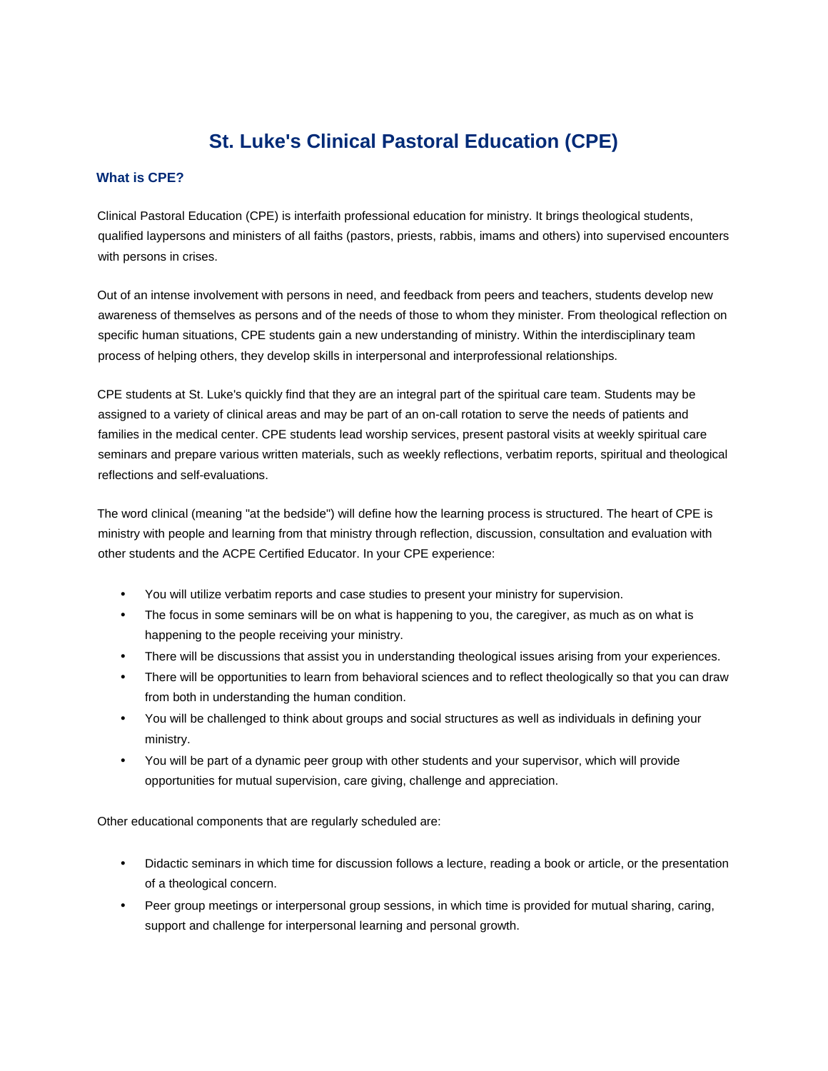# St. Luke's Clinical Pastoral Education (CPE)

## What is CPE?

Clinical Pastoral Education (CPE) is interfaith professional education for ministry. It brings theological students, qualified laypersons and ministers of all faiths (pastors, priests, rabbis, imams and others) into supervised encounters with persons in crises.

Out of an intense involvement with persons in need, and feedback from peers and teachers, students develop new awareness of themselves as persons and of the needs of those to whom they minister. From theological reflection on specific human situations, CPE students gain a new understanding of ministry. Within the interdisciplinary team process of helping others, they develop skills in interpersonal and interprofessional relationships.

CPE students at St. Luke's quickly find that they are an integral part of the spiritual care team. Students may be assigned to a variety of clinical areas and may be part of an on-call rotation to serve the needs of patients and families in the medical center. CPE students lead worship services, present pastoral visits at weekly spiritual care seminars and prepare various written materials, such as weekly reflections, verbatim reports, spiritual and theological reflections and self-evaluations.

The word clinical (meaning "at the bedside") will define how the learning process is structured. The heart of CPE is ministry with people and learning from that ministry through reflection, discussion, consultation and evaluation with other students and the ACPE Certified Educator. In your CPE experience:

- You will utilize verbatim reports and case studies to present your ministry for supervision.
- The focus in some seminars will be on what is happening to you, the caregiver, as much as on what is happening to the people receiving your ministry.
- There will be discussions that assist you in understanding theological issues arising from your experiences.
- There will be opportunities to learn from behavioral sciences and to reflect theologically so that you can draw from both in understanding the human condition.
- You will be challenged to think about groups and social structures as well as individuals in defining your ministry.
- You will be part of a dynamic peer group with other students and your supervisor, which will provide opportunities for mutual supervision, care giving, challenge and appreciation.

Other educational components that are regularly scheduled are:

- Didactic seminars in which time for discussion follows a lecture, reading a book or article, or the presentation of a theological concern.
- Peer group meetings or interpersonal group sessions, in which time is provided for mutual sharing, caring, support and challenge for interpersonal learning and personal growth.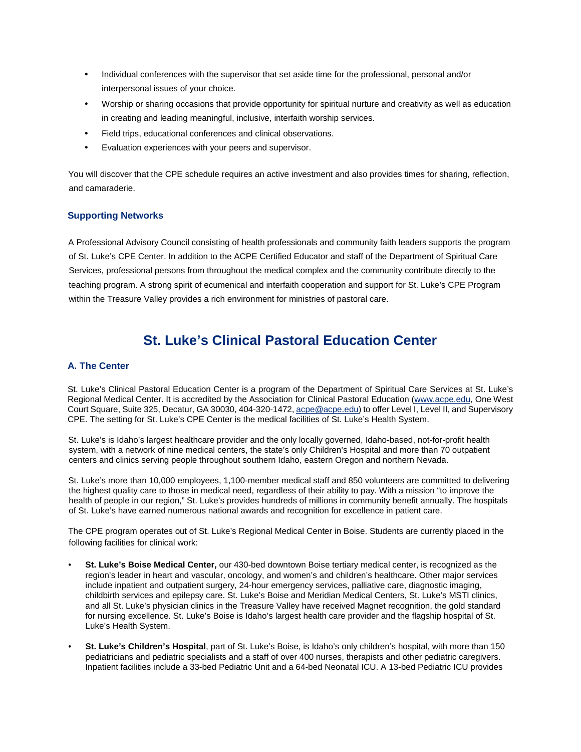- Individual conferences with the supervisor that set aside time for the professional, personal and/or interpersonal issues of your choice.
- Worship or sharing occasions that provide opportunity for spiritual nurture and creativity as well as education in creating and leading meaningful, inclusive, interfaith worship services.
- Field trips, educational conferences and clinical observations.
- Evaluation experiences with your peers and supervisor.

You will discover that the CPE schedule requires an active investment and also provides times for sharing, reflection, and camaraderie.

### Supporting Networks

A Professional Advisory Council consisting of health professionals and community faith leaders supports the program of St. Luke's CPE Center. In addition to the ACPE Certified Educator and staff of the Department of Spiritual Care Services, professional persons from throughout the medical complex and the community contribute directly to the teaching program. A strong spirit of ecumenical and interfaith cooperation and support for St. Luke's CPE Program within the Treasure Valley provides a rich environment for ministries of pastoral care.

## St. Luke's Clinical Pastoral Education Center

### A. The Center

St. Luke's Clinical Pastoral Education Center is a program of the Department of Spiritual Care Services at St. Luke's Regional Medical Center. It is accredited by the Association for Clinical Pastoral Education (www.acpe.edu, One West Court Square, Suite 325, Decatur, GA 30030, 404-320-1472, acpe@acpe.edu) to offer Level I, Level II, and Supervisory CPE. The setting for St. Luke's CPE Center is the medical facilities of St. Luke's Health System.

St. Luke's is Idaho's largest healthcare provider and the only locally governed, Idaho-based, not-for-profit health system, with a network of nine medical centers, the state's only Children's Hospital and more than 70 outpatient centers and clinics serving people throughout southern Idaho, eastern Oregon and northern Nevada.

St. Luke's more than 10,000 employees, 1,100-member medical staff and 850 volunteers are committed to delivering the highest quality care to those in medical need, regardless of their ability to pay. With a mission "to improve the health of people in our region," St. Luke's provides hundreds of millions in community benefit annually. The hospitals of St. Luke's have earned numerous national awards and recognition for excellence in patient care.

The CPE program operates out of St. Luke's Regional Medical Center in Boise. Students are currently placed in the following facilities for clinical work:

- **St. Luke's Boise Medical Center,** our 430-bed downtown Boise tertiary medical center, is recognized as the region's leader in heart and vascular, oncology, and women's and children's healthcare. Other major services include inpatient and outpatient surgery, 24-hour emergency services, palliative care, diagnostic imaging, childbirth services and epilepsy care. St. Luke's Boise and Meridian Medical Centers, St. Luke's MSTI clinics, and all St. Luke's physician clinics in the Treasure Valley have received Magnet recognition, the gold standard for nursing excellence. St. Luke's Boise is Idaho's largest health care provider and the flagship hospital of St. Luke's Health System.
- **St. Luke's Children's Hospital**, part of St. Luke's Boise, is Idaho's only children's hospital, with more than 150 pediatricians and pediatric specialists and a staff of over 400 nurses, therapists and other pediatric caregivers. Inpatient facilities include a 33-bed Pediatric Unit and a 64-bed Neonatal ICU. A 13-bed Pediatric ICU provides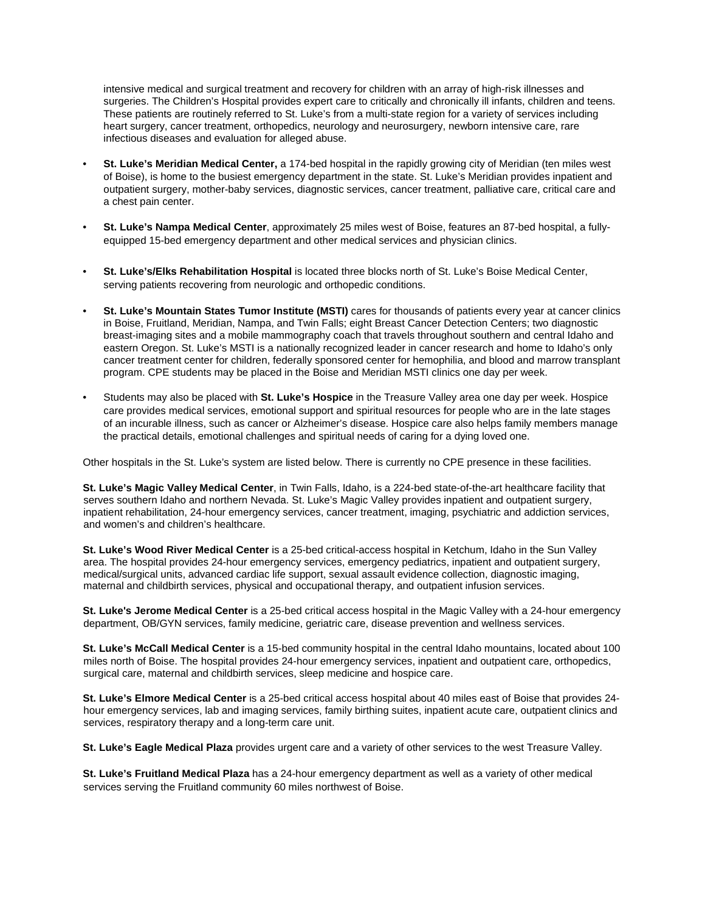intensive medical and surgical treatment and recovery for children with an array of high-risk illnesses and surgeries. The Children's Hospital provides expert care to critically and chronically ill infants, children and teens. These patients are routinely referred to St. Luke's from a multi-state region for a variety of services including heart surgery, cancer treatment, orthopedics, neurology and neurosurgery, newborn intensive care, rare infectious diseases and evaluation for alleged abuse.

- **St. Luke's Meridian Medical Center,** a 174-bed hospital in the rapidly growing city of Meridian (ten miles west of Boise), is home to the busiest emergency department in the state. St. Luke's Meridian provides inpatient and outpatient surgery, mother-baby services, diagnostic services, cancer treatment, palliative care, critical care and a chest pain center.

- **St. Luke's Nampa Medical Center**, approximately 25 miles west of Boise, features an 87-bed hospital, a fully-equipped 15-bed emergency department and other medical services and physician clinics.

- **St. Luke's/Elks Rehabilitation Hospital** is located three blocks north of St. Luke's Boise Medical Center, serving patients recovering from neurologic and orthopedic conditions.

- **St. Luke's Mountain States Tumor Institute (MSTI)** cares for thousands of patients every year at cancer clinics in Boise, Fruitland, Meridian, Nampa, and Twin Falls; eight Breast Cancer Detection Centers; two diagnostic breast-imaging sites and a mobile mammography coach that travels throughout southern and central Idaho and eastern Oregon. St. Luke's MSTI is a nationally recognized leader in cancer research and home to Idaho's only cancer treatment center for children, federally sponsored center for hemophilia, and blood and marrow transplant program. CPE students may be placed in the Boise and Meridian MSTI clinics one day per week.

- Students may also be placed with **St. Luke's Hospice** in the Treasure Valley area one day per week. Hospice care provides medical services, emotional support and spiritual resources for people who are in the late stages of an incurable illness, such as cancer or Alzheimer's disease. Hospice care also helps family members manage the practical details, emotional challenges and spiritual needs of caring for a dying loved one.

Other hospitals in the St. Luke's system are listed below. There is currently no CPE presence in these facilities.

**St. Luke's Magic Valley Medical Center**, in Twin Falls, Idaho, is a 224-bed state-of-the-art healthcare facility that serves southern Idaho and northern Nevada. St. Luke's Magic Valley provides inpatient and outpatient surgery, inpatient rehabilitation, 24-hour emergency services, cancer treatment, imaging, psychiatric and addiction services, and women's and children's healthcare.

**St. Luke's Wood River Medical Center** is a 25-bed critical-access hospital in Ketchum, Idaho in the Sun Valley area. The hospital provides 24-hour emergency services, emergency pediatrics, inpatient and outpatient surgery, medical/surgical units, advanced cardiac life support, sexual assault evidence collection, diagnostic imaging, maternal and childbirth services, physical and occupational therapy, and outpatient infusion services.

**St. Luke's Jerome Medical Center** is a 25-bed critical access hospital in the Magic Valley with a 24-hour emergency department, OB/GYN services, family medicine, geriatric care, disease prevention and wellness services.

**St. Luke's McCall Medical Center** is a 15-bed community hospital in the central Idaho mountains, located about 100 miles north of Boise. The hospital provides 24-hour emergency services, inpatient and outpatient care, orthopedics, surgical care, maternal and childbirth services, sleep medicine and hospice care.

**St. Luke's Elmore Medical Center** is a 25-bed critical access hospital about 40 miles east of Boise that provides 24-hour emergency services, lab and imaging services, family birthing suites, inpatient acute care, outpatient clinics and services, respiratory therapy and a long-term care unit.

**St. Luke's Eagle Medical Plaza** provides urgent care and a variety of other services to the west Treasure Valley.

**St. Luke's Fruitland Medical Plaza** has a 24-hour emergency department as well as a variety of other medical services serving the Fruitland community 60 miles northwest of Boise.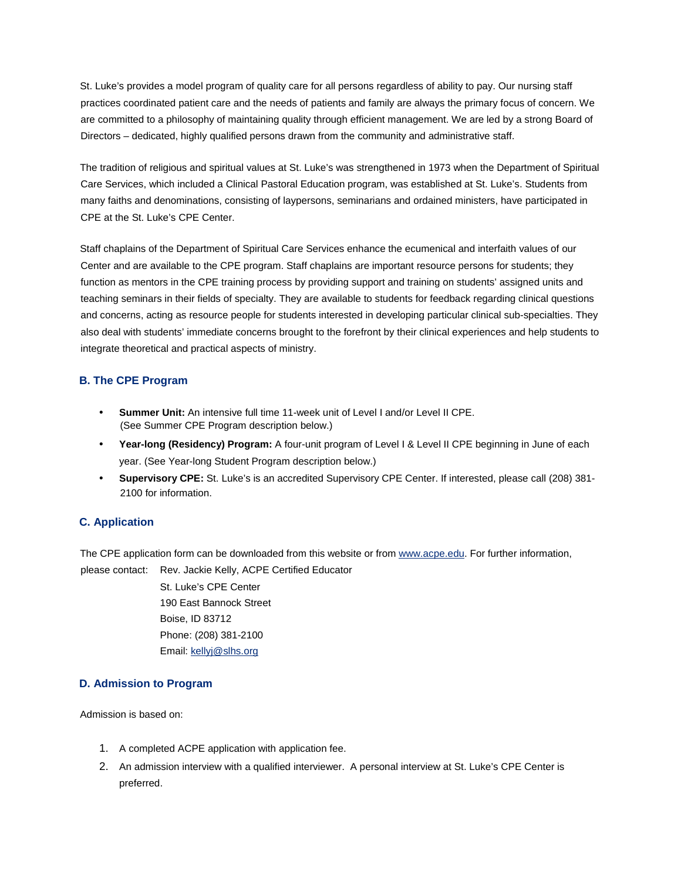St. Luke's provides a model program of quality care for all persons regardless of ability to pay. Our nursing staff practices coordinated patient care and the needs of patients and family are always the primary focus of concern. We are committed to a philosophy of maintaining quality through efficient management. We are led by a strong Board of Directors – dedicated, highly qualified persons drawn from the community and administrative staff.

The tradition of religious and spiritual values at St. Luke's was strengthened in 1973 when the Department of Spiritual Care Services, which included a Clinical Pastoral Education program, was established at St. Luke's. Students from many faiths and denominations, consisting of laypersons, seminarians and ordained ministers, have participated in CPE at the St. Luke's CPE Center.

Staff chaplains of the Department of Spiritual Care Services enhance the ecumenical and interfaith values of our Center and are available to the CPE program. Staff chaplains are important resource persons for students; they function as mentors in the CPE training process by providing support and training on students' assigned units and teaching seminars in their fields of specialty. They are available to students for feedback regarding clinical questions and concerns, acting as resource people for students interested in developing particular clinical sub-specialties. They also deal with students' immediate concerns brought to the forefront by their clinical experiences and help students to integrate theoretical and practical aspects of ministry.

### B. The CPE Program

- **Summer Unit:** An intensive full time 11-week unit of Level I and/or Level II CPE. (See Summer CPE Program description below.)
- **Year-long (Residency) Program:** A four-unit program of Level I & Level II CPE beginning in June of each year. (See Year-long Student Program description below.)
- **Supervisory CPE:** St. Luke's is an accredited Supervisory CPE Center. If interested, please call (208) 381-2100 for information.

### C. Application

The CPE application form can be downloaded from this website or from www.acpe.edu. For further information, please contact:

Rev. Jackie Kelly, ACPE Certified Educator
St. Luke's CPE Center
190 East Bannock Street
Boise, ID 83712
Phone: (208) 381-2100
Email: kellyj@slhs.org

### D. Admission to Program

Admission is based on:

1. A completed ACPE application with application fee.
2. An admission interview with a qualified interviewer. A personal interview at St. Luke's CPE Center is preferred.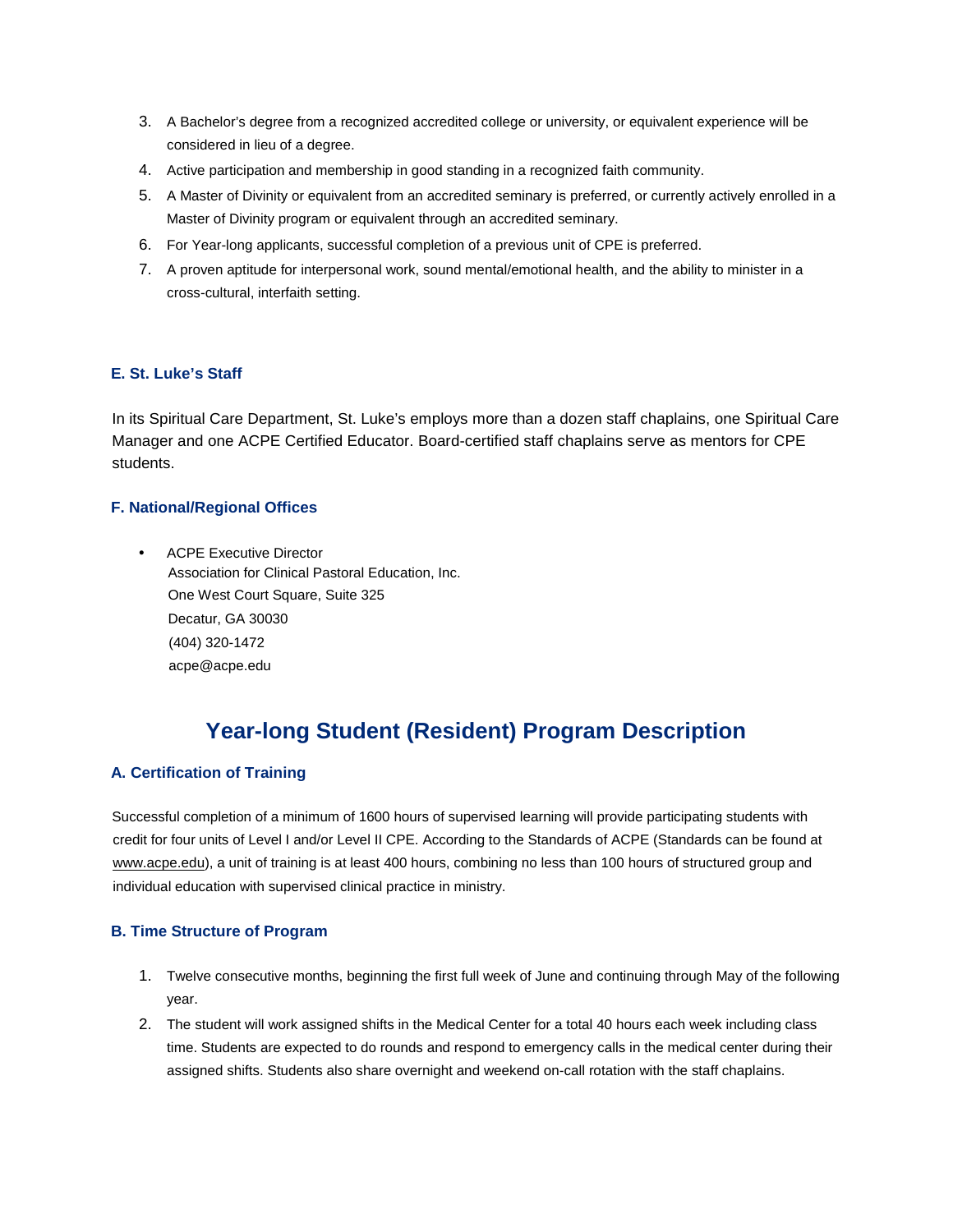3. A Bachelor's degree from a recognized accredited college or university, or equivalent experience will be considered in lieu of a degree.
4. Active participation and membership in good standing in a recognized faith community.
5. A Master of Divinity or equivalent from an accredited seminary is preferred, or currently actively enrolled in a Master of Divinity program or equivalent through an accredited seminary.
6. For Year-long applicants, successful completion of a previous unit of CPE is preferred.
7. A proven aptitude for interpersonal work, sound mental/emotional health, and the ability to minister in a cross-cultural, interfaith setting.

### E. St. Luke's Staff

In its Spiritual Care Department, St. Luke's employs more than a dozen staff chaplains, one Spiritual Care Manager and one ACPE Certified Educator. Board-certified staff chaplains serve as mentors for CPE students.

### F. National/Regional Offices

- ACPE Executive Director
  Association for Clinical Pastoral Education, Inc.
  One West Court Square, Suite 325
  Decatur, GA 30030
  (404) 320-1472
  acpe@acpe.edu

## Year-long Student (Resident) Program Description

### A. Certification of Training

Successful completion of a minimum of 1600 hours of supervised learning will provide participating students with credit for four units of Level I and/or Level II CPE. According to the Standards of ACPE (Standards can be found at www.acpe.edu), a unit of training is at least 400 hours, combining no less than 100 hours of structured group and individual education with supervised clinical practice in ministry.

### B. Time Structure of Program

1. Twelve consecutive months, beginning the first full week of June and continuing through May of the following year.
2. The student will work assigned shifts in the Medical Center for a total 40 hours each week including class time. Students are expected to do rounds and respond to emergency calls in the medical center during their assigned shifts. Students also share overnight and weekend on-call rotation with the staff chaplains.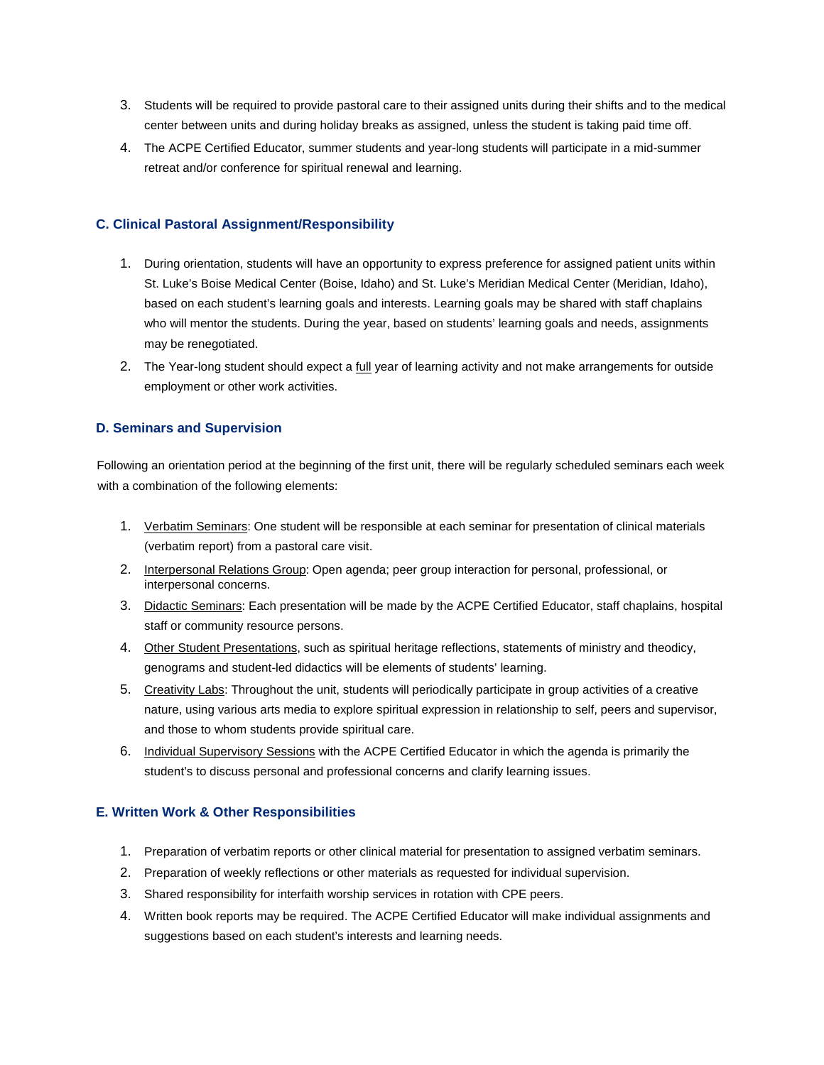3. Students will be required to provide pastoral care to their assigned units during their shifts and to the medical center between units and during holiday breaks as assigned, unless the student is taking paid time off.
4. The ACPE Certified Educator, summer students and year-long students will participate in a mid-summer retreat and/or conference for spiritual renewal and learning.

### C. Clinical Pastoral Assignment/Responsibility

1. During orientation, students will have an opportunity to express preference for assigned patient units within St. Luke's Boise Medical Center (Boise, Idaho) and St. Luke's Meridian Medical Center (Meridian, Idaho), based on each student's learning goals and interests. Learning goals may be shared with staff chaplains who will mentor the students. During the year, based on students' learning goals and needs, assignments may be renegotiated.
2. The Year-long student should expect a full year of learning activity and not make arrangements for outside employment or other work activities.

### D. Seminars and Supervision

Following an orientation period at the beginning of the first unit, there will be regularly scheduled seminars each week with a combination of the following elements:

1. Verbatim Seminars: One student will be responsible at each seminar for presentation of clinical materials (verbatim report) from a pastoral care visit.
2. Interpersonal Relations Group: Open agenda; peer group interaction for personal, professional, or interpersonal concerns.
3. Didactic Seminars: Each presentation will be made by the ACPE Certified Educator, staff chaplains, hospital staff or community resource persons.
4. Other Student Presentations, such as spiritual heritage reflections, statements of ministry and theodicy, genograms and student-led didactics will be elements of students' learning.
5. Creativity Labs: Throughout the unit, students will periodically participate in group activities of a creative nature, using various arts media to explore spiritual expression in relationship to self, peers and supervisor, and those to whom students provide spiritual care.
6. Individual Supervisory Sessions with the ACPE Certified Educator in which the agenda is primarily the student's to discuss personal and professional concerns and clarify learning issues.

### E. Written Work & Other Responsibilities

1. Preparation of verbatim reports or other clinical material for presentation to assigned verbatim seminars.
2. Preparation of weekly reflections or other materials as requested for individual supervision.
3. Shared responsibility for interfaith worship services in rotation with CPE peers.
4. Written book reports may be required. The ACPE Certified Educator will make individual assignments and suggestions based on each student's interests and learning needs.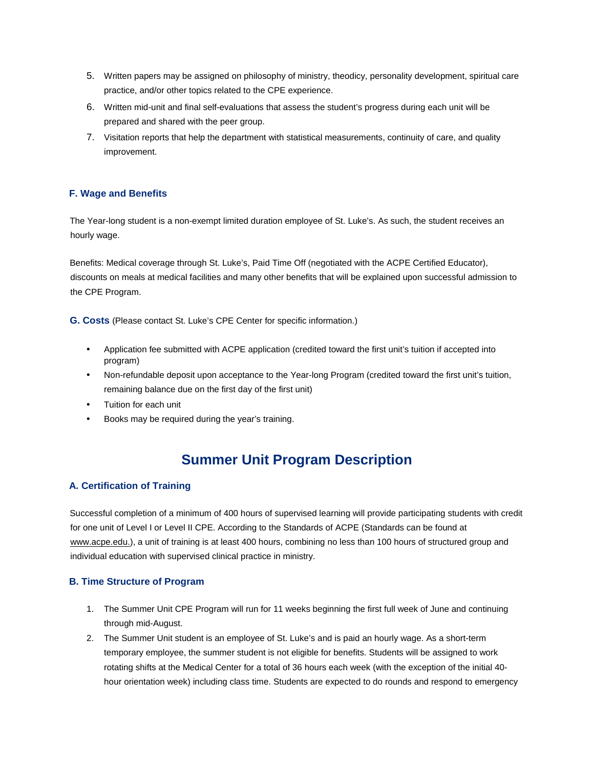5. Written papers may be assigned on philosophy of ministry, theodicy, personality development, spiritual care practice, and/or other topics related to the CPE experience.
6. Written mid-unit and final self-evaluations that assess the student's progress during each unit will be prepared and shared with the peer group.
7. Visitation reports that help the department with statistical measurements, continuity of care, and quality improvement.

### F. Wage and Benefits

The Year-long student is a non-exempt limited duration employee of St. Luke's. As such, the student receives an hourly wage.

Benefits: Medical coverage through St. Luke's, Paid Time Off (negotiated with the ACPE Certified Educator), discounts on meals at medical facilities and many other benefits that will be explained upon successful admission to the CPE Program.

**G. Costs** (Please contact St. Luke's CPE Center for specific information.)

- Application fee submitted with ACPE application (credited toward the first unit's tuition if accepted into program)
- Non-refundable deposit upon acceptance to the Year-long Program (credited toward the first unit's tuition, remaining balance due on the first day of the first unit)
- Tuition for each unit
- Books may be required during the year's training.

## Summer Unit Program Description

### A. Certification of Training

Successful completion of a minimum of 400 hours of supervised learning will provide participating students with credit for one unit of Level I or Level II CPE. According to the Standards of ACPE (Standards can be found at www.acpe.edu.), a unit of training is at least 400 hours, combining no less than 100 hours of structured group and individual education with supervised clinical practice in ministry.

### B. Time Structure of Program

1. The Summer Unit CPE Program will run for 11 weeks beginning the first full week of June and continuing through mid-August.
2. The Summer Unit student is an employee of St. Luke's and is paid an hourly wage. As a short-term temporary employee, the summer student is not eligible for benefits. Students will be assigned to work rotating shifts at the Medical Center for a total of 36 hours each week (with the exception of the initial 40-hour orientation week) including class time. Students are expected to do rounds and respond to emergency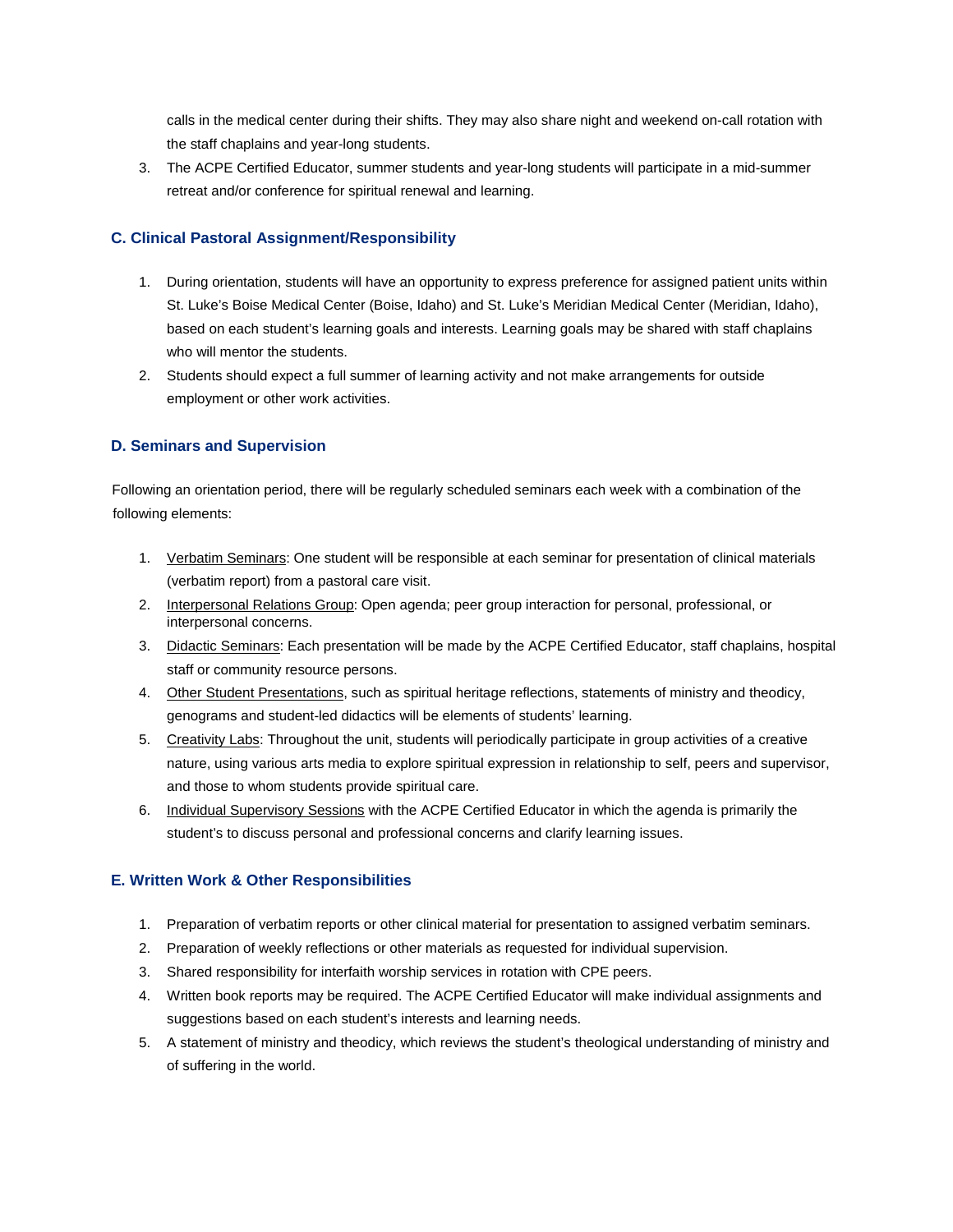calls in the medical center during their shifts. They may also share night and weekend on-call rotation with the staff chaplains and year-long students.

3. The ACPE Certified Educator, summer students and year-long students will participate in a mid-summer retreat and/or conference for spiritual renewal and learning.

### C. Clinical Pastoral Assignment/Responsibility

1. During orientation, students will have an opportunity to express preference for assigned patient units within St. Luke's Boise Medical Center (Boise, Idaho) and St. Luke's Meridian Medical Center (Meridian, Idaho), based on each student's learning goals and interests. Learning goals may be shared with staff chaplains who will mentor the students.
2. Students should expect a full summer of learning activity and not make arrangements for outside employment or other work activities.

### D. Seminars and Supervision

Following an orientation period, there will be regularly scheduled seminars each week with a combination of the following elements:

1. Verbatim Seminars: One student will be responsible at each seminar for presentation of clinical materials (verbatim report) from a pastoral care visit.
2. Interpersonal Relations Group: Open agenda; peer group interaction for personal, professional, or interpersonal concerns.
3. Didactic Seminars: Each presentation will be made by the ACPE Certified Educator, staff chaplains, hospital staff or community resource persons.
4. Other Student Presentations, such as spiritual heritage reflections, statements of ministry and theodicy, genograms and student-led didactics will be elements of students' learning.
5. Creativity Labs: Throughout the unit, students will periodically participate in group activities of a creative nature, using various arts media to explore spiritual expression in relationship to self, peers and supervisor, and those to whom students provide spiritual care.
6. Individual Supervisory Sessions with the ACPE Certified Educator in which the agenda is primarily the student's to discuss personal and professional concerns and clarify learning issues.

### E. Written Work & Other Responsibilities

1. Preparation of verbatim reports or other clinical material for presentation to assigned verbatim seminars.
2. Preparation of weekly reflections or other materials as requested for individual supervision.
3. Shared responsibility for interfaith worship services in rotation with CPE peers.
4. Written book reports may be required. The ACPE Certified Educator will make individual assignments and suggestions based on each student's interests and learning needs.
5. A statement of ministry and theodicy, which reviews the student's theological understanding of ministry and of suffering in the world.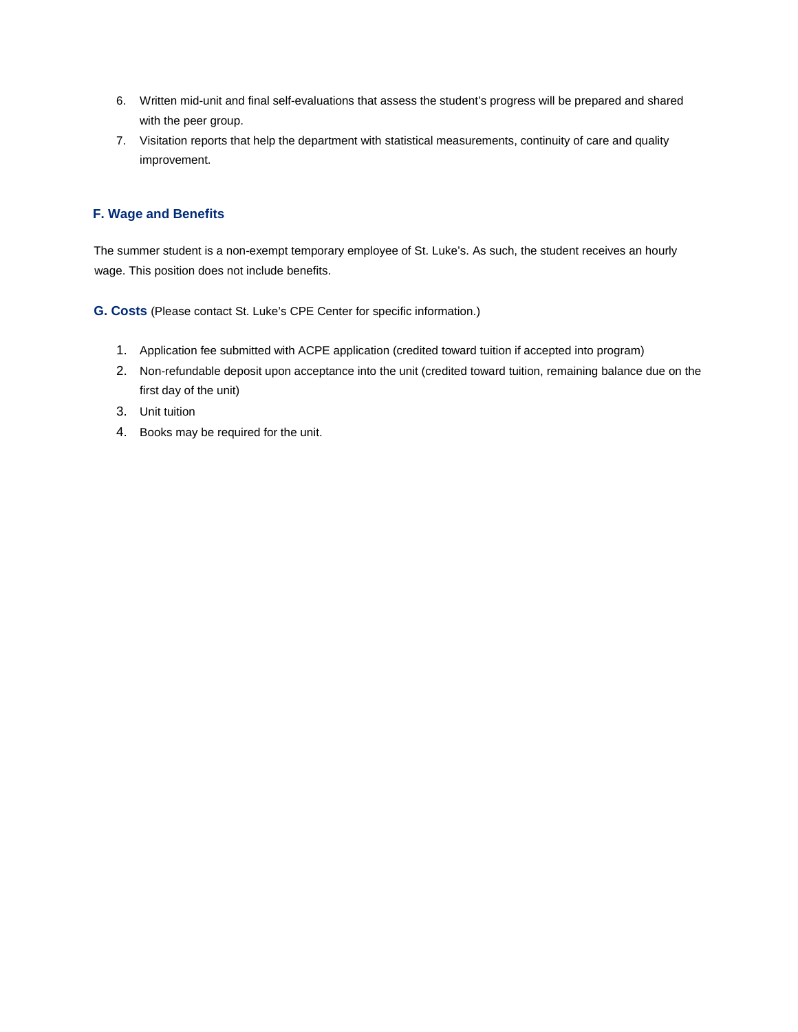6. Written mid-unit and final self-evaluations that assess the student's progress will be prepared and shared with the peer group.
7. Visitation reports that help the department with statistical measurements, continuity of care and quality improvement.

### F. Wage and Benefits

The summer student is a non-exempt temporary employee of St. Luke's. As such, the student receives an hourly wage. This position does not include benefits.

### G. Costs (Please contact St. Luke's CPE Center for specific information.)

1. Application fee submitted with ACPE application (credited toward tuition if accepted into program)
2. Non-refundable deposit upon acceptance into the unit (credited toward tuition, remaining balance due on the first day of the unit)
3. Unit tuition
4. Books may be required for the unit.